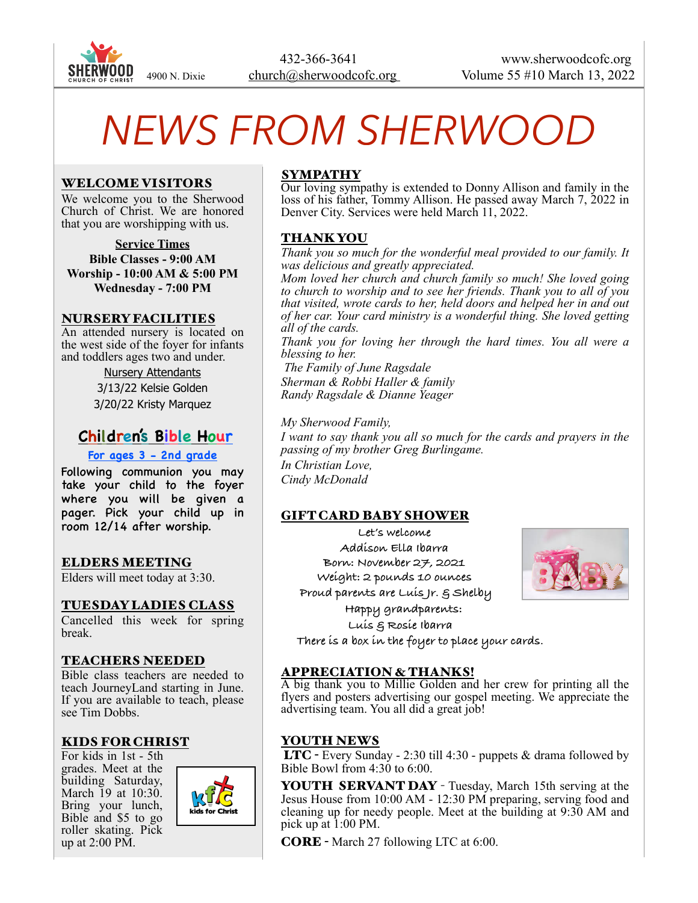SHERWOOD CHURCH OF CHRIST 4900 N. Dixie

432-366-3641
church@sherwoodcofc.org

www.sherwoodcofc.org
Volume 55 #10 March 13, 2022

# *NEWS FROM SHERWOOD*

## WELCOME VISITORS

We welcome you to the Sherwood Church of Christ. We are honored that you are worshipping with us.

**Service Times**
**Bible Classes - 9:00 AM**
**Worship - 10:00 AM & 5:00 PM**
**Wednesday - 7:00 PM**

## NURSERY FACILITIES

An attended nursery is located on the west side of the foyer for infants and toddlers ages two and under.

Nursery Attendants
3/13/22 Kelsie Golden
3/20/22 Kristy Marquez

## Children's Bible Hour

For ages 3 - 2nd grade

Following communion you may take your child to the foyer where you will be given a pager. Pick your child up in room 12/14 after worship.

## ELDERS MEETING

Elders will meet today at 3:30.

## TUESDAY LADIES CLASS

Cancelled this week for spring break.

## TEACHERS NEEDED

Bible class teachers are needed to teach JourneyLand starting in June. If you are available to teach, please see Tim Dobbs.

## KIDS FOR CHRIST

For kids in 1st - 5th grades. Meet at the building Saturday, March 19 at 10:30. Bring your lunch, Bible and $5 to go roller skating. Pick up at 2:00 PM.

## SYMPATHY

Our loving sympathy is extended to Donny Allison and family in the loss of his father, Tommy Allison. He passed away March 7, 2022 in Denver City. Services were held March 11, 2022.

## THANK YOU

*Thank you so much for the wonderful meal provided to our family. It was delicious and greatly appreciated.*
*Mom loved her church and church family so much! She loved going to church to worship and to see her friends. Thank you to all of you that visited, wrote cards to her, held doors and helped her in and out of her car. Your card ministry is a wonderful thing. She loved getting all of the cards.*
*Thank you for loving her through the hard times. You all were a blessing to her.*
*The Family of June Ragsdale*
*Sherman & Robbi Haller & family*
*Randy Ragsdale & Dianne Yeager*

*My Sherwood Family,*
*I want to say thank you all so much for the cards and prayers in the passing of my brother Greg Burlingame.*
*In Christian Love,*
*Cindy McDonald*

## GIFT CARD BABY SHOWER

Let's welcome
Addison Ella Ibarra
Born: November 27, 2021
Weight: 2 pounds 10 ounces
Proud parents are Luis Jr. & Shelby
Happy grandparents:
Luis & Rosie Ibarra
There is a box in the foyer to place your cards.

## APPRECIATION & THANKS!

A big thank you to Millie Golden and her crew for printing all the flyers and posters advertising our gospel meeting. We appreciate the advertising team. You all did a great job!

## YOUTH NEWS

**LTC** - Every Sunday - 2:30 till 4:30 - puppets & drama followed by Bible Bowl from 4:30 to 6:00.

**YOUTH SERVANT DAY** - Tuesday, March 15th serving at the Jesus House from 10:00 AM - 12:30 PM preparing, serving food and cleaning up for needy people. Meet at the building at 9:30 AM and pick up at 1:00 PM.

**CORE** - March 27 following LTC at 6:00.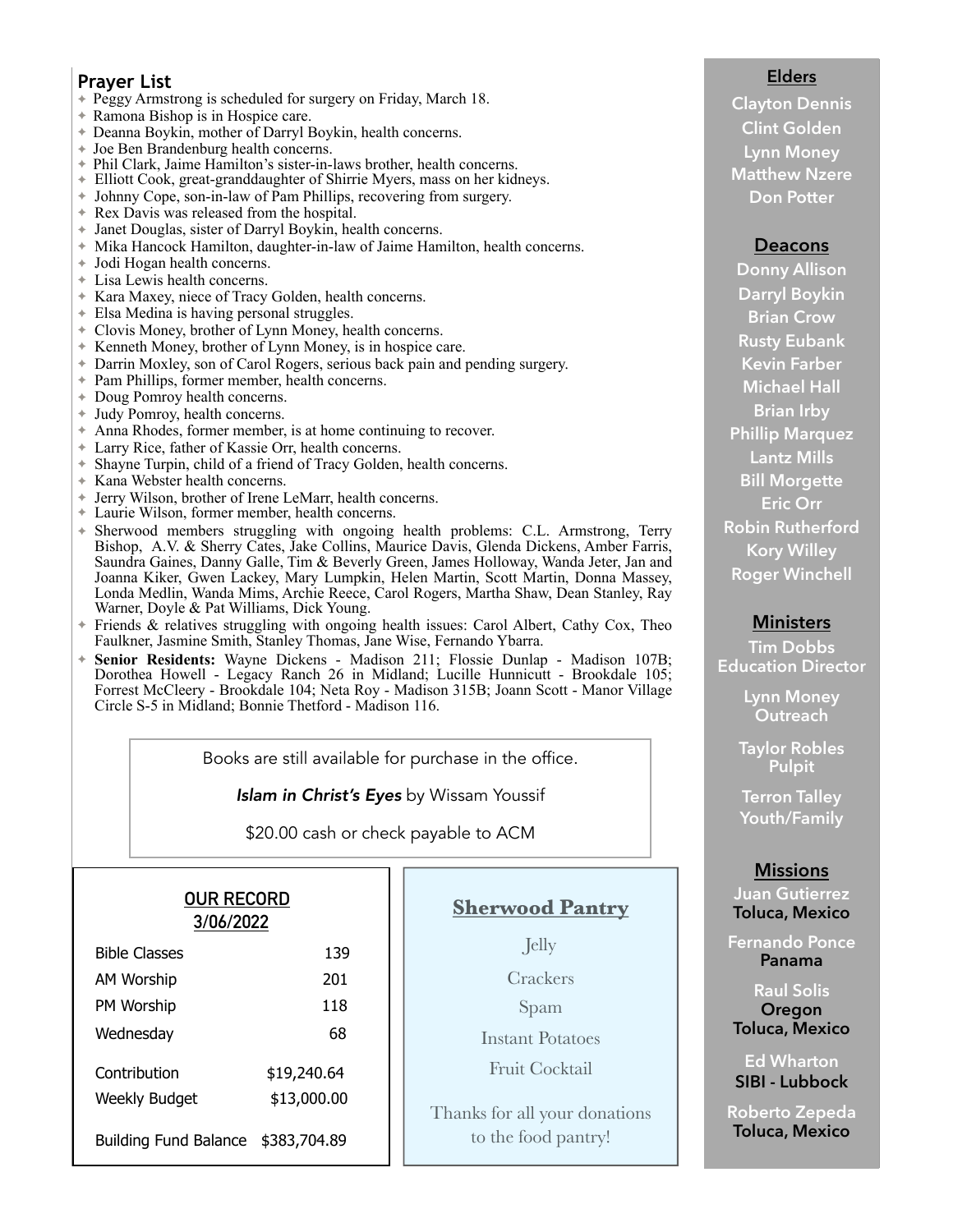## Prayer List

- Peggy Armstrong is scheduled for surgery on Friday, March 18.
- Ramona Bishop is in Hospice care.
- Deanna Boykin, mother of Darryl Boykin, health concerns.
- Joe Ben Brandenburg health concerns.
- Phil Clark, Jaime Hamilton's sister-in-laws brother, health concerns.
- Elliott Cook, great-granddaughter of Shirrie Myers, mass on her kidneys.
- Johnny Cope, son-in-law of Pam Phillips, recovering from surgery.
- Rex Davis was released from the hospital.
- Janet Douglas, sister of Darryl Boykin, health concerns.
- Mika Hancock Hamilton, daughter-in-law of Jaime Hamilton, health concerns.
- Jodi Hogan health concerns.
- Lisa Lewis health concerns.
- Kara Maxey, niece of Tracy Golden, health concerns.
- Elsa Medina is having personal struggles.
- Clovis Money, brother of Lynn Money, health concerns.
- Kenneth Money, brother of Lynn Money, is in hospice care.
- Darrin Moxley, son of Carol Rogers, serious back pain and pending surgery.
- Pam Phillips, former member, health concerns.
- Doug Pomroy health concerns.
- Judy Pomroy, health concerns.
- Anna Rhodes, former member, is at home continuing to recover.
- Larry Rice, father of Kassie Orr, health concerns.
- Shayne Turpin, child of a friend of Tracy Golden, health concerns.
- Kana Webster health concerns.
- Jerry Wilson, brother of Irene LeMarr, health concerns.
- Laurie Wilson, former member, health concerns.
- Sherwood members struggling with ongoing health problems: C.L. Armstrong, Terry Bishop, A.V. & Sherry Cates, Jake Collins, Maurice Davis, Glenda Dickens, Amber Farris, Saundra Gaines, Danny Galle, Tim & Beverly Green, James Holloway, Wanda Jeter, Jan and Joanna Kiker, Gwen Lackey, Mary Lumpkin, Helen Martin, Scott Martin, Donna Massey, Londa Medlin, Wanda Mims, Archie Reece, Carol Rogers, Martha Shaw, Dean Stanley, Ray Warner, Doyle & Pat Williams, Dick Young.
- Friends & relatives struggling with ongoing health issues: Carol Albert, Cathy Cox, Theo Faulkner, Jasmine Smith, Stanley Thomas, Jane Wise, Fernando Ybarra.
- **Senior Residents:** Wayne Dickens - Madison 211; Flossie Dunlap - Madison 107B; Dorothea Howell - Legacy Ranch 26 in Midland; Lucille Hunnicutt - Brookdale 105; Forrest McCleery - Brookdale 104; Neta Roy - Madison 315B; Joann Scott - Manor Village Circle S-5 in Midland; Bonnie Thetford - Madison 116.

Books are still available for purchase in the office.

***Islam in Christ's Eyes*** by Wissam Youssif

$20.00 cash or check payable to ACM

### OUR RECORD 3/06/2022

| | |
|---|---|
| Bible Classes | 139 |
| AM Worship | 201 |
| PM Worship | 118 |
| Wednesday | 68 |
| Contribution | $19,240.64 |
| Weekly Budget | $13,000.00 |
| Building Fund Balance | $383,704.89 |

### Sherwood Pantry

Jelly

Crackers

Spam

Instant Potatoes

Fruit Cocktail

Thanks for all your donations to the food pantry!

### Elders

Clayton Dennis
Clint Golden
Lynn Money
Matthew Nzere
Don Potter

### Deacons

Donny Allison
Darryl Boykin
Brian Crow
Rusty Eubank
Kevin Farber
Michael Hall
Brian Irby
Phillip Marquez
Lantz Mills
Bill Morgette
Eric Orr
Robin Rutherford
Kory Willey
Roger Winchell

### Ministers

Tim Dobbs
Education Director

Lynn Money
Outreach

Taylor Robles
Pulpit

Terron Talley
Youth/Family

### Missions

Juan Gutierrez
Toluca, Mexico

Fernando Ponce
Panama

Raul Solis
Oregon
Toluca, Mexico

Ed Wharton
SIBI - Lubbock

Roberto Zepeda
Toluca, Mexico